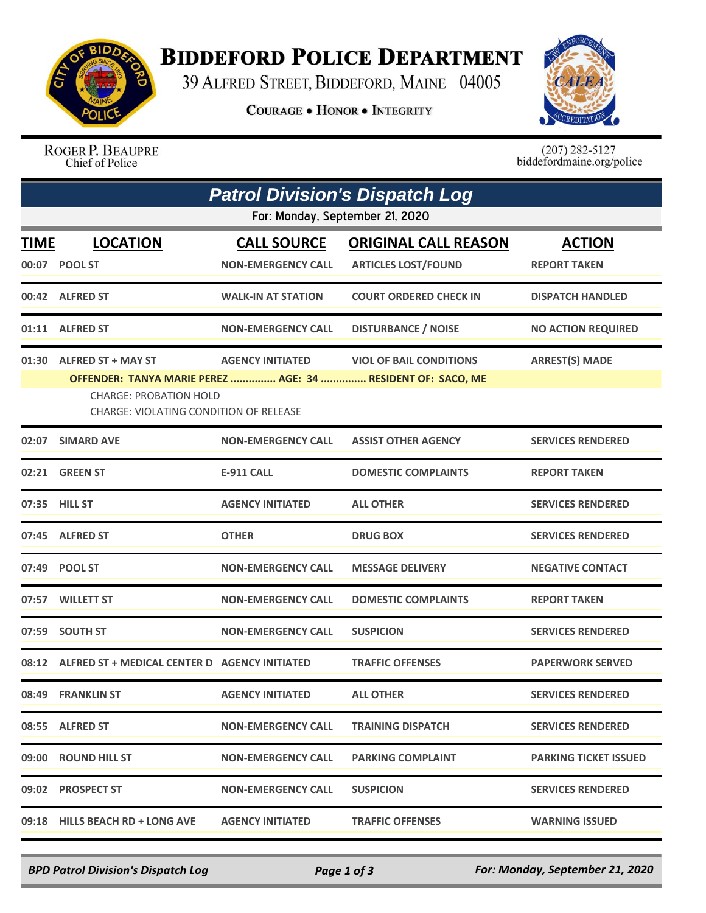# Biddeford Police Department

39 Alfred Street, Biddeford, Maine 04005

**Courage • Honor • Integrity**

Roger P. Beaupre
Chief of Police

(207) 282-5127
biddefordmaine.org/police

## *Patrol Division's Dispatch Log*

For: Monday, September 21, 2020

| TIME | LOCATION | CALL SOURCE | ORIGINAL CALL REASON | ACTION |
|---|---|---|---|---|
| 00:07 | POOL ST | NON-EMERGENCY CALL | ARTICLES LOST/FOUND | REPORT TAKEN |
| 00:42 | ALFRED ST | WALK-IN AT STATION | COURT ORDERED CHECK IN | DISPATCH HANDLED |
| 01:11 | ALFRED ST | NON-EMERGENCY CALL | DISTURBANCE / NOISE | NO ACTION REQUIRED |
| 01:30 | ALFRED ST + MAY ST | AGENCY INITIATED | VIOL OF BAIL CONDITIONS | ARREST(S) MADE |
| | OFFENDER: TANYA MARIE PEREZ ............... AGE: 34 ............... RESIDENT OF: SACO, ME<br>CHARGE: PROBATION HOLD<br>CHARGE: VIOLATING CONDITION OF RELEASE | | | |
| 02:07 | SIMARD AVE | NON-EMERGENCY CALL | ASSIST OTHER AGENCY | SERVICES RENDERED |
| 02:21 | GREEN ST | E-911 CALL | DOMESTIC COMPLAINTS | REPORT TAKEN |
| 07:35 | HILL ST | AGENCY INITIATED | ALL OTHER | SERVICES RENDERED |
| 07:45 | ALFRED ST | OTHER | DRUG BOX | SERVICES RENDERED |
| 07:49 | POOL ST | NON-EMERGENCY CALL | MESSAGE DELIVERY | NEGATIVE CONTACT |
| 07:57 | WILLETT ST | NON-EMERGENCY CALL | DOMESTIC COMPLAINTS | REPORT TAKEN |
| 07:59 | SOUTH ST | NON-EMERGENCY CALL | SUSPICION | SERVICES RENDERED |
| 08:12 | ALFRED ST + MEDICAL CENTER D | AGENCY INITIATED | TRAFFIC OFFENSES | PAPERWORK SERVED |
| 08:49 | FRANKLIN ST | AGENCY INITIATED | ALL OTHER | SERVICES RENDERED |
| 08:55 | ALFRED ST | NON-EMERGENCY CALL | TRAINING DISPATCH | SERVICES RENDERED |
| 09:00 | ROUND HILL ST | NON-EMERGENCY CALL | PARKING COMPLAINT | PARKING TICKET ISSUED |
| 09:02 | PROSPECT ST | NON-EMERGENCY CALL | SUSPICION | SERVICES RENDERED |
| 09:18 | HILLS BEACH RD + LONG AVE | AGENCY INITIATED | TRAFFIC OFFENSES | WARNING ISSUED |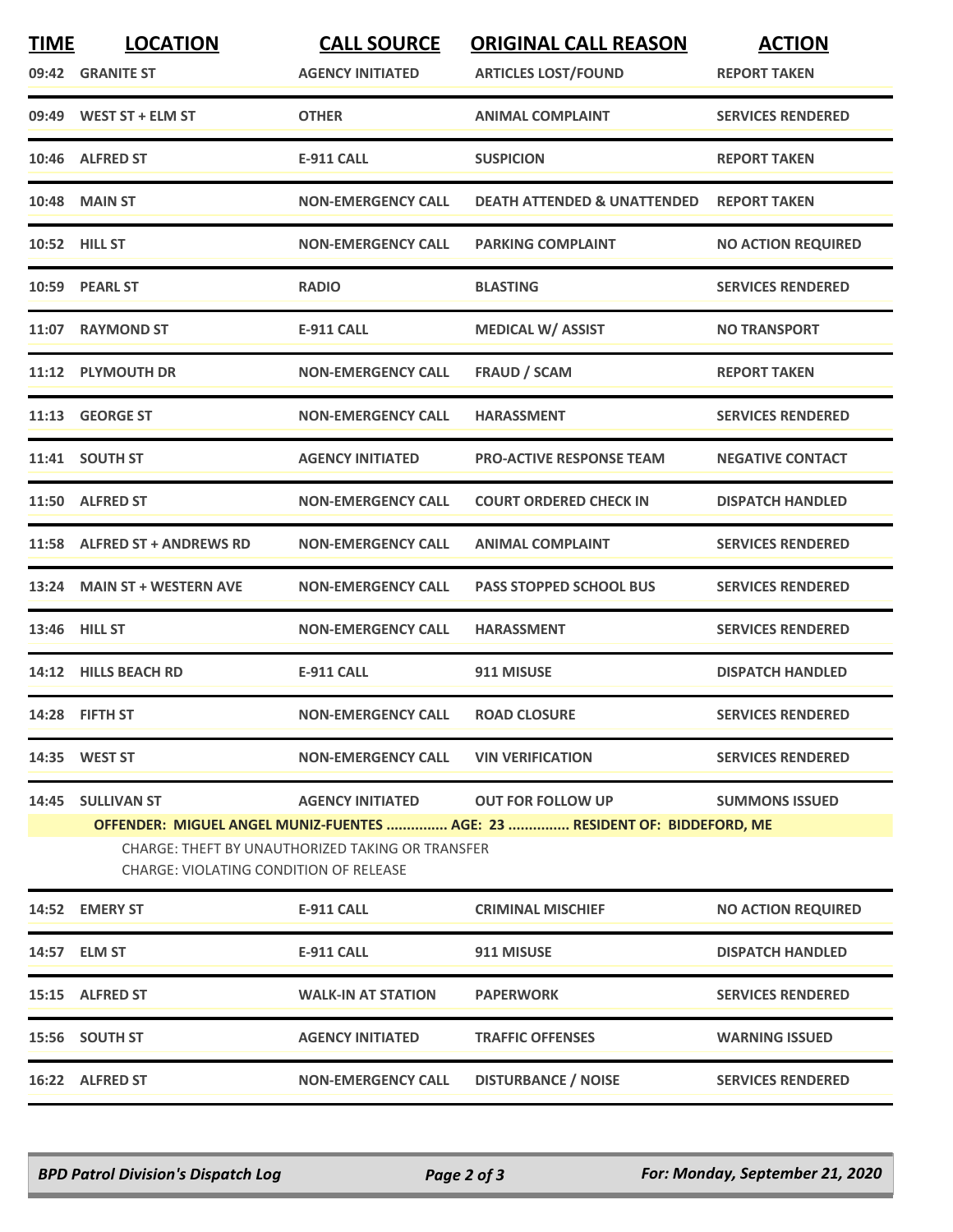| TIME | LOCATION | CALL SOURCE | ORIGINAL CALL REASON | ACTION |
| --- | --- | --- | --- | --- |
| 09:42 | GRANITE ST | AGENCY INITIATED | ARTICLES LOST/FOUND | REPORT TAKEN |
| 09:49 | WEST ST + ELM ST | OTHER | ANIMAL COMPLAINT | SERVICES RENDERED |
| 10:46 | ALFRED ST | E-911 CALL | SUSPICION | REPORT TAKEN |
| 10:48 | MAIN ST | NON-EMERGENCY CALL | DEATH ATTENDED & UNATTENDED | REPORT TAKEN |
| 10:52 | HILL ST | NON-EMERGENCY CALL | PARKING COMPLAINT | NO ACTION REQUIRED |
| 10:59 | PEARL ST | RADIO | BLASTING | SERVICES RENDERED |
| 11:07 | RAYMOND ST | E-911 CALL | MEDICAL W/ ASSIST | NO TRANSPORT |
| 11:12 | PLYMOUTH DR | NON-EMERGENCY CALL | FRAUD / SCAM | REPORT TAKEN |
| 11:13 | GEORGE ST | NON-EMERGENCY CALL | HARASSMENT | SERVICES RENDERED |
| 11:41 | SOUTH ST | AGENCY INITIATED | PRO-ACTIVE RESPONSE TEAM | NEGATIVE CONTACT |
| 11:50 | ALFRED ST | NON-EMERGENCY CALL | COURT ORDERED CHECK IN | DISPATCH HANDLED |
| 11:58 | ALFRED ST + ANDREWS RD | NON-EMERGENCY CALL | ANIMAL COMPLAINT | SERVICES RENDERED |
| 13:24 | MAIN ST + WESTERN AVE | NON-EMERGENCY CALL | PASS STOPPED SCHOOL BUS | SERVICES RENDERED |
| 13:46 | HILL ST | NON-EMERGENCY CALL | HARASSMENT | SERVICES RENDERED |
| 14:12 | HILLS BEACH RD | E-911 CALL | 911 MISUSE | DISPATCH HANDLED |
| 14:28 | FIFTH ST | NON-EMERGENCY CALL | ROAD CLOSURE | SERVICES RENDERED |
| 14:35 | WEST ST | NON-EMERGENCY CALL | VIN VERIFICATION | SERVICES RENDERED |
| 14:45 | SULLIVAN ST | AGENCY INITIATED | OUT FOR FOLLOW UP | SUMMONS ISSUED |

**OFFENDER: MIGUEL ANGEL MUNIZ-FUENTES ............... AGE: 23 ............... RESIDENT OF: BIDDEFORD, ME**

CHARGE: THEFT BY UNAUTHORIZED TAKING OR TRANSFER
CHARGE: VIOLATING CONDITION OF RELEASE

| TIME | LOCATION | CALL SOURCE | ORIGINAL CALL REASON | ACTION |
| --- | --- | --- | --- | --- |
| 14:52 | EMERY ST | E-911 CALL | CRIMINAL MISCHIEF | NO ACTION REQUIRED |
| 14:57 | ELM ST | E-911 CALL | 911 MISUSE | DISPATCH HANDLED |
| 15:15 | ALFRED ST | WALK-IN AT STATION | PAPERWORK | SERVICES RENDERED |
| 15:56 | SOUTH ST | AGENCY INITIATED | TRAFFIC OFFENSES | WARNING ISSUED |
| 16:22 | ALFRED ST | NON-EMERGENCY CALL | DISTURBANCE / NOISE | SERVICES RENDERED |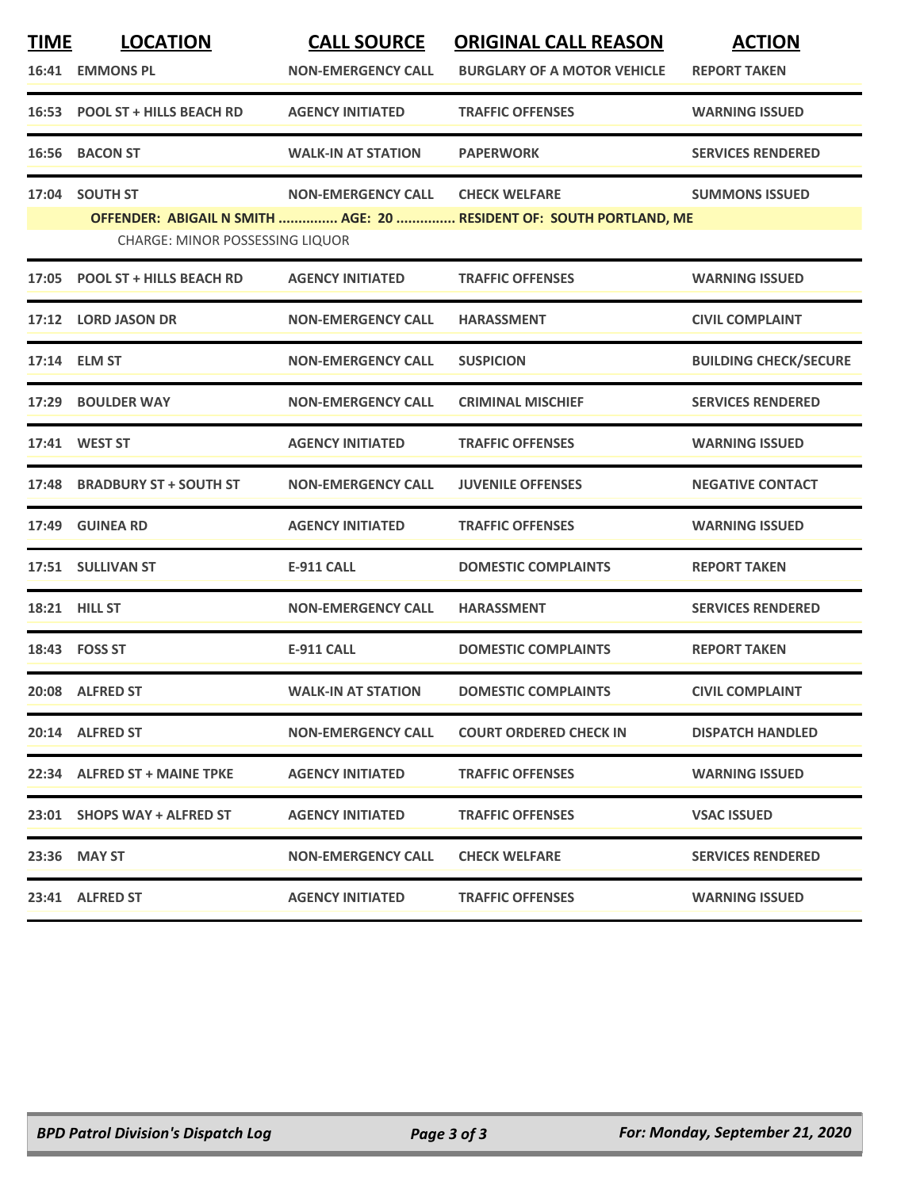| TIME | LOCATION | CALL SOURCE | ORIGINAL CALL REASON | ACTION |
|---|---|---|---|---|
| 16:41 | EMMONS PL | NON-EMERGENCY CALL | BURGLARY OF A MOTOR VEHICLE | REPORT TAKEN |
| 16:53 | POOL ST + HILLS BEACH RD | AGENCY INITIATED | TRAFFIC OFFENSES | WARNING ISSUED |
| 16:56 | BACON ST | WALK-IN AT STATION | PAPERWORK | SERVICES RENDERED |
| 17:04 | SOUTH ST | NON-EMERGENCY CALL | CHECK WELFARE | SUMMONS ISSUED |
| | OFFENDER: ABIGAIL N SMITH ............... AGE: 20 ............... RESIDENT OF: SOUTH PORTLAND, ME | | | |
| | CHARGE: MINOR POSSESSING LIQUOR | | | |
| 17:05 | POOL ST + HILLS BEACH RD | AGENCY INITIATED | TRAFFIC OFFENSES | WARNING ISSUED |
| 17:12 | LORD JASON DR | NON-EMERGENCY CALL | HARASSMENT | CIVIL COMPLAINT |
| 17:14 | ELM ST | NON-EMERGENCY CALL | SUSPICION | BUILDING CHECK/SECURE |
| 17:29 | BOULDER WAY | NON-EMERGENCY CALL | CRIMINAL MISCHIEF | SERVICES RENDERED |
| 17:41 | WEST ST | AGENCY INITIATED | TRAFFIC OFFENSES | WARNING ISSUED |
| 17:48 | BRADBURY ST + SOUTH ST | NON-EMERGENCY CALL | JUVENILE OFFENSES | NEGATIVE CONTACT |
| 17:49 | GUINEA RD | AGENCY INITIATED | TRAFFIC OFFENSES | WARNING ISSUED |
| 17:51 | SULLIVAN ST | E-911 CALL | DOMESTIC COMPLAINTS | REPORT TAKEN |
| 18:21 | HILL ST | NON-EMERGENCY CALL | HARASSMENT | SERVICES RENDERED |
| 18:43 | FOSS ST | E-911 CALL | DOMESTIC COMPLAINTS | REPORT TAKEN |
| 20:08 | ALFRED ST | WALK-IN AT STATION | DOMESTIC COMPLAINTS | CIVIL COMPLAINT |
| 20:14 | ALFRED ST | NON-EMERGENCY CALL | COURT ORDERED CHECK IN | DISPATCH HANDLED |
| 22:34 | ALFRED ST + MAINE TPKE | AGENCY INITIATED | TRAFFIC OFFENSES | WARNING ISSUED |
| 23:01 | SHOPS WAY + ALFRED ST | AGENCY INITIATED | TRAFFIC OFFENSES | VSAC ISSUED |
| 23:36 | MAY ST | NON-EMERGENCY CALL | CHECK WELFARE | SERVICES RENDERED |
| 23:41 | ALFRED ST | AGENCY INITIATED | TRAFFIC OFFENSES | WARNING ISSUED |